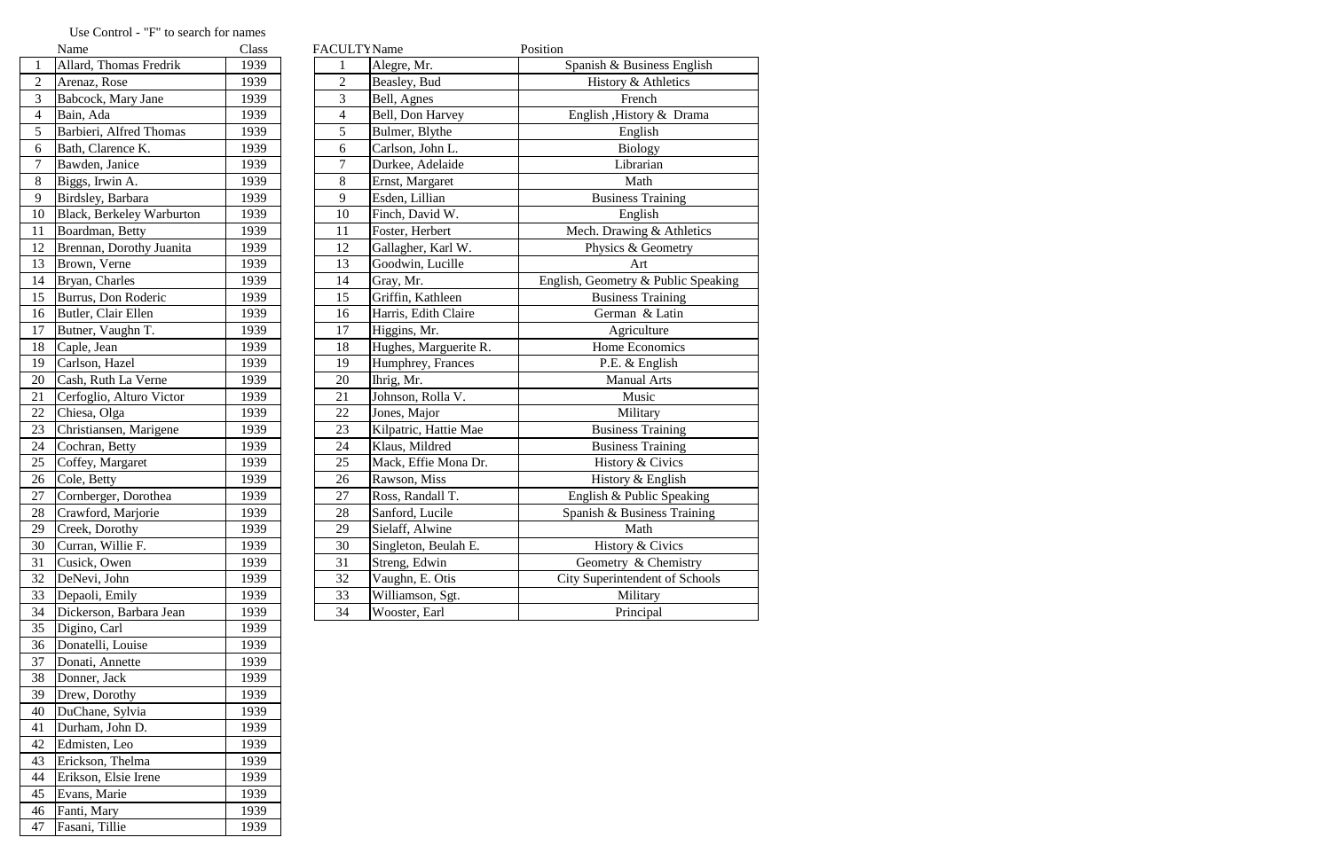Use Control - "F" to search for names

| | Name | Class |
|---|---|---|
| 1 | Allard, Thomas Fredrik | 1939 |
| 2 | Arenaz, Rose | 1939 |
| 3 | Babcock, Mary Jane | 1939 |
| 4 | Bain, Ada | 1939 |
| 5 | Barbieri, Alfred Thomas | 1939 |
| 6 | Bath, Clarence K. | 1939 |
| 7 | Bawden, Janice | 1939 |
| 8 | Biggs, Irwin A. | 1939 |
| 9 | Birdsley, Barbara | 1939 |
| 10 | Black, Berkeley Warburton | 1939 |
| 11 | Boardman, Betty | 1939 |
| 12 | Brennan, Dorothy Juanita | 1939 |
| 13 | Brown, Verne | 1939 |
| 14 | Bryan, Charles | 1939 |
| 15 | Burrus, Don Roderic | 1939 |
| 16 | Butler, Clair Ellen | 1939 |
| 17 | Butner, Vaughn T. | 1939 |
| 18 | Caple, Jean | 1939 |
| 19 | Carlson, Hazel | 1939 |
| 20 | Cash, Ruth La Verne | 1939 |
| 21 | Cerfoglio, Alturo Victor | 1939 |
| 22 | Chiesa, Olga | 1939 |
| 23 | Christiansen, Marigene | 1939 |
| 24 | Cochran, Betty | 1939 |
| 25 | Coffey, Margaret | 1939 |
| 26 | Cole, Betty | 1939 |
| 27 | Cornberger, Dorothea | 1939 |
| 28 | Crawford, Marjorie | 1939 |
| 29 | Creek, Dorothy | 1939 |
| 30 | Curran, Willie F. | 1939 |
| 31 | Cusick, Owen | 1939 |
| 32 | DeNevi, John | 1939 |
| 33 | Depaoli, Emily | 1939 |
| 34 | Dickerson, Barbara Jean | 1939 |
| 35 | Digino, Carl | 1939 |
| 36 | Donatelli, Louise | 1939 |
| 37 | Donati, Annette | 1939 |
| 38 | Donner, Jack | 1939 |
| 39 | Drew, Dorothy | 1939 |
| 40 | DuChane, Sylvia | 1939 |
| 41 | Durham, John D. | 1939 |
| 42 | Edmisten, Leo | 1939 |
| 43 | Erickson, Thelma | 1939 |
| 44 | Erikson, Elsie Irene | 1939 |
| 45 | Evans, Marie | 1939 |
| 46 | Fanti, Mary | 1939 |
| 47 | Fasani, Tillie | 1939 |

| FACULTY | Name | Position |
|---|---|---|
| 1 | Alegre, Mr. | Spanish & Business English |
| 2 | Beasley, Bud | History & Athletics |
| 3 | Bell, Agnes | French |
| 4 | Bell, Don Harvey | English ,History & Drama |
| 5 | Bulmer, Blythe | English |
| 6 | Carlson, John L. | Biology |
| 7 | Durkee, Adelaide | Librarian |
| 8 | Ernst, Margaret | Math |
| 9 | Esden, Lillian | Business Training |
| 10 | Finch, David W. | English |
| 11 | Foster, Herbert | Mech. Drawing & Athletics |
| 12 | Gallagher, Karl W. | Physics & Geometry |
| 13 | Goodwin, Lucille | Art |
| 14 | Gray, Mr. | English, Geometry & Public Speaking |
| 15 | Griffin, Kathleen | Business Training |
| 16 | Harris, Edith Claire | German & Latin |
| 17 | Higgins, Mr. | Agriculture |
| 18 | Hughes, Marguerite R. | Home Economics |
| 19 | Humphrey, Frances | P.E. & English |
| 20 | Ihrig, Mr. | Manual Arts |
| 21 | Johnson, Rolla V. | Music |
| 22 | Jones, Major | Military |
| 23 | Kilpatric, Hattie Mae | Business Training |
| 24 | Klaus, Mildred | Business Training |
| 25 | Mack, Effie Mona Dr. | History & Civics |
| 26 | Rawson, Miss | History & English |
| 27 | Ross, Randall T. | English & Public Speaking |
| 28 | Sanford, Lucile | Spanish & Business Training |
| 29 | Sielaff, Alwine | Math |
| 30 | Singleton, Beulah E. | History & Civics |
| 31 | Streng, Edwin | Geometry & Chemistry |
| 32 | Vaughn, E. Otis | City Superintendent of Schools |
| 33 | Williamson, Sgt. | Military |
| 34 | Wooster, Earl | Principal |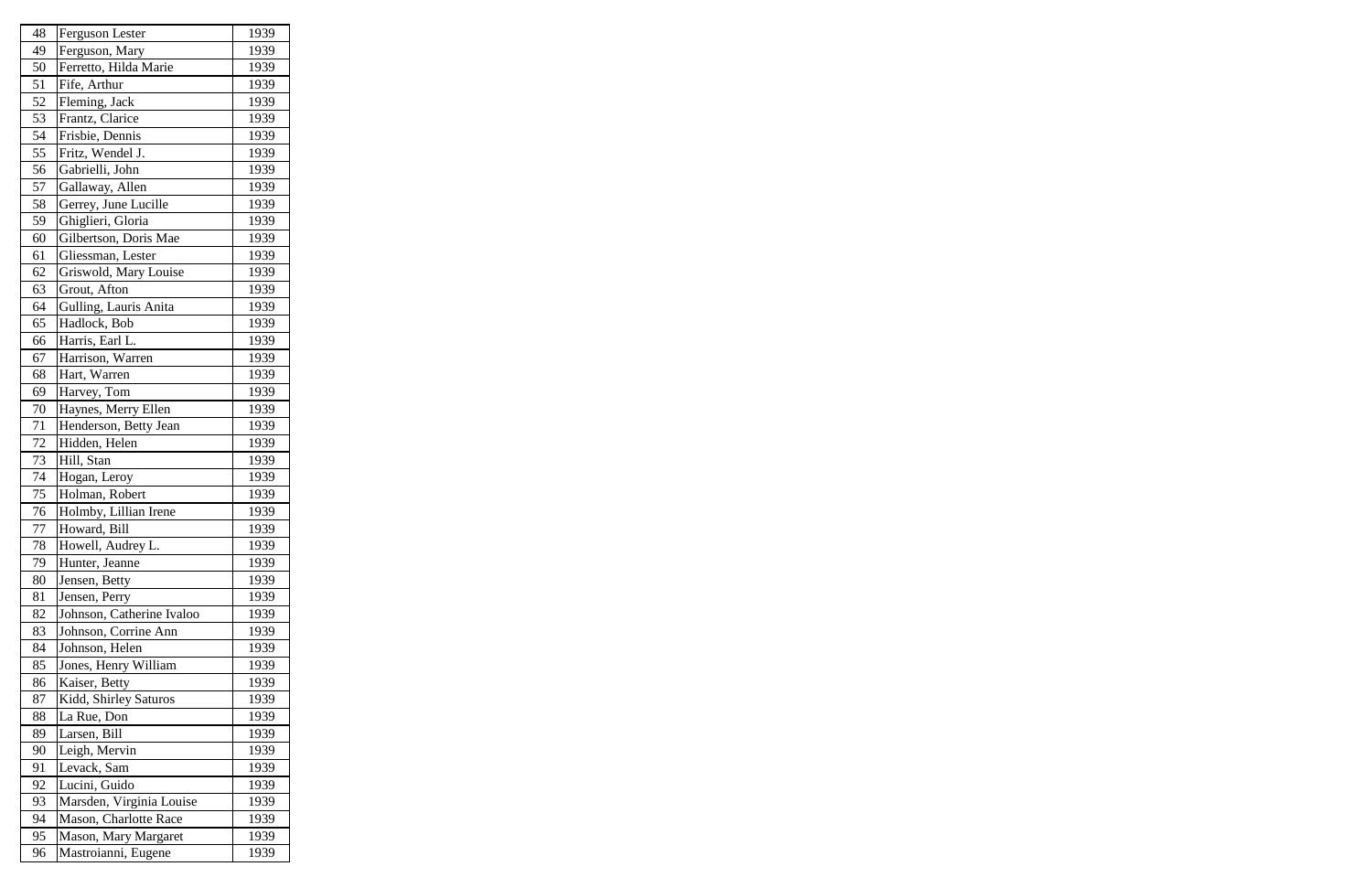| | | |
|---|---|---|
| 48 | Ferguson Lester | 1939 |
| 49 | Ferguson, Mary | 1939 |
| 50 | Ferretto, Hilda Marie | 1939 |
| 51 | Fife, Arthur | 1939 |
| 52 | Fleming, Jack | 1939 |
| 53 | Frantz, Clarice | 1939 |
| 54 | Frisbie, Dennis | 1939 |
| 55 | Fritz, Wendel J. | 1939 |
| 56 | Gabrielli, John | 1939 |
| 57 | Gallaway, Allen | 1939 |
| 58 | Gerrey, June Lucille | 1939 |
| 59 | Ghiglieri, Gloria | 1939 |
| 60 | Gilbertson, Doris Mae | 1939 |
| 61 | Gliessman, Lester | 1939 |
| 62 | Griswold, Mary Louise | 1939 |
| 63 | Grout, Afton | 1939 |
| 64 | Gulling, Lauris Anita | 1939 |
| 65 | Hadlock, Bob | 1939 |
| 66 | Harris, Earl L. | 1939 |
| 67 | Harrison, Warren | 1939 |
| 68 | Hart, Warren | 1939 |
| 69 | Harvey, Tom | 1939 |
| 70 | Haynes, Merry Ellen | 1939 |
| 71 | Henderson, Betty Jean | 1939 |
| 72 | Hidden, Helen | 1939 |
| 73 | Hill, Stan | 1939 |
| 74 | Hogan, Leroy | 1939 |
| 75 | Holman, Robert | 1939 |
| 76 | Holmby, Lillian Irene | 1939 |
| 77 | Howard, Bill | 1939 |
| 78 | Howell, Audrey L. | 1939 |
| 79 | Hunter, Jeanne | 1939 |
| 80 | Jensen, Betty | 1939 |
| 81 | Jensen, Perry | 1939 |
| 82 | Johnson, Catherine Ivaloo | 1939 |
| 83 | Johnson, Corrine Ann | 1939 |
| 84 | Johnson, Helen | 1939 |
| 85 | Jones, Henry William | 1939 |
| 86 | Kaiser, Betty | 1939 |
| 87 | Kidd, Shirley Saturos | 1939 |
| 88 | La Rue, Don | 1939 |
| 89 | Larsen, Bill | 1939 |
| 90 | Leigh, Mervin | 1939 |
| 91 | Levack, Sam | 1939 |
| 92 | Lucini, Guido | 1939 |
| 93 | Marsden, Virginia Louise | 1939 |
| 94 | Mason, Charlotte Race | 1939 |
| 95 | Mason, Mary Margaret | 1939 |
| 96 | Mastroianni, Eugene | 1939 |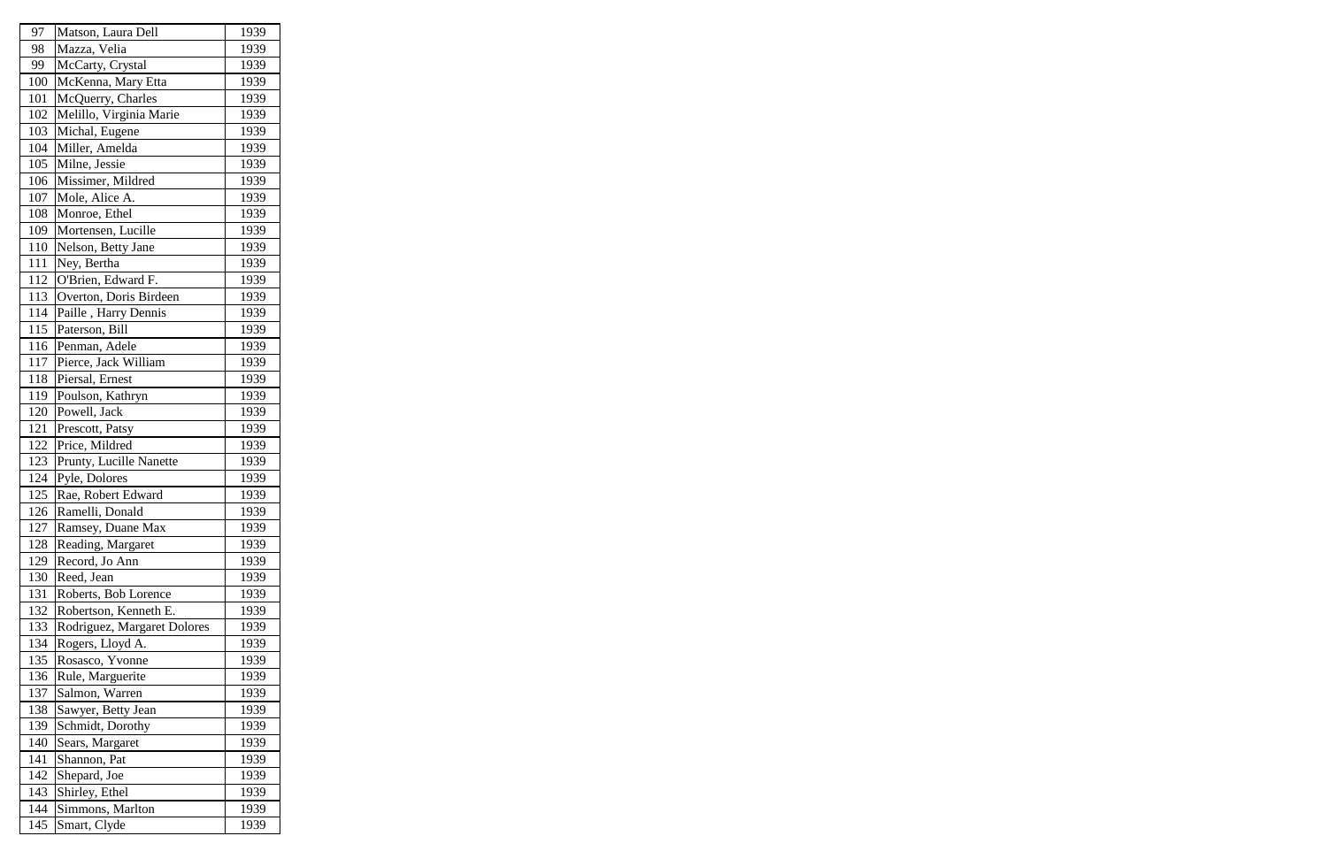| 97 | Matson, Laura Dell | 1939 |
|---|---|---|
| 98 | Mazza, Velia | 1939 |
| 99 | McCarty, Crystal | 1939 |
| 100 | McKenna, Mary Etta | 1939 |
| 101 | McQuerry, Charles | 1939 |
| 102 | Melillo, Virginia Marie | 1939 |
| 103 | Michal, Eugene | 1939 |
| 104 | Miller, Amelda | 1939 |
| 105 | Milne, Jessie | 1939 |
| 106 | Missimer, Mildred | 1939 |
| 107 | Mole, Alice A. | 1939 |
| 108 | Monroe, Ethel | 1939 |
| 109 | Mortensen, Lucille | 1939 |
| 110 | Nelson, Betty Jane | 1939 |
| 111 | Ney, Bertha | 1939 |
| 112 | O'Brien, Edward F. | 1939 |
| 113 | Overton, Doris Birdeen | 1939 |
| 114 | Paille , Harry Dennis | 1939 |
| 115 | Paterson, Bill | 1939 |
| 116 | Penman, Adele | 1939 |
| 117 | Pierce, Jack William | 1939 |
| 118 | Piersal, Ernest | 1939 |
| 119 | Poulson, Kathryn | 1939 |
| 120 | Powell, Jack | 1939 |
| 121 | Prescott, Patsy | 1939 |
| 122 | Price, Mildred | 1939 |
| 123 | Prunty, Lucille Nanette | 1939 |
| 124 | Pyle, Dolores | 1939 |
| 125 | Rae, Robert Edward | 1939 |
| 126 | Ramelli, Donald | 1939 |
| 127 | Ramsey, Duane Max | 1939 |
| 128 | Reading, Margaret | 1939 |
| 129 | Record, Jo Ann | 1939 |
| 130 | Reed, Jean | 1939 |
| 131 | Roberts, Bob Lorence | 1939 |
| 132 | Robertson, Kenneth E. | 1939 |
| 133 | Rodriguez, Margaret Dolores | 1939 |
| 134 | Rogers, Lloyd A. | 1939 |
| 135 | Rosasco, Yvonne | 1939 |
| 136 | Rule, Marguerite | 1939 |
| 137 | Salmon, Warren | 1939 |
| 138 | Sawyer, Betty Jean | 1939 |
| 139 | Schmidt, Dorothy | 1939 |
| 140 | Sears, Margaret | 1939 |
| 141 | Shannon, Pat | 1939 |
| 142 | Shepard, Joe | 1939 |
| 143 | Shirley, Ethel | 1939 |
| 144 | Simmons, Marlton | 1939 |
| 145 | Smart, Clyde | 1939 |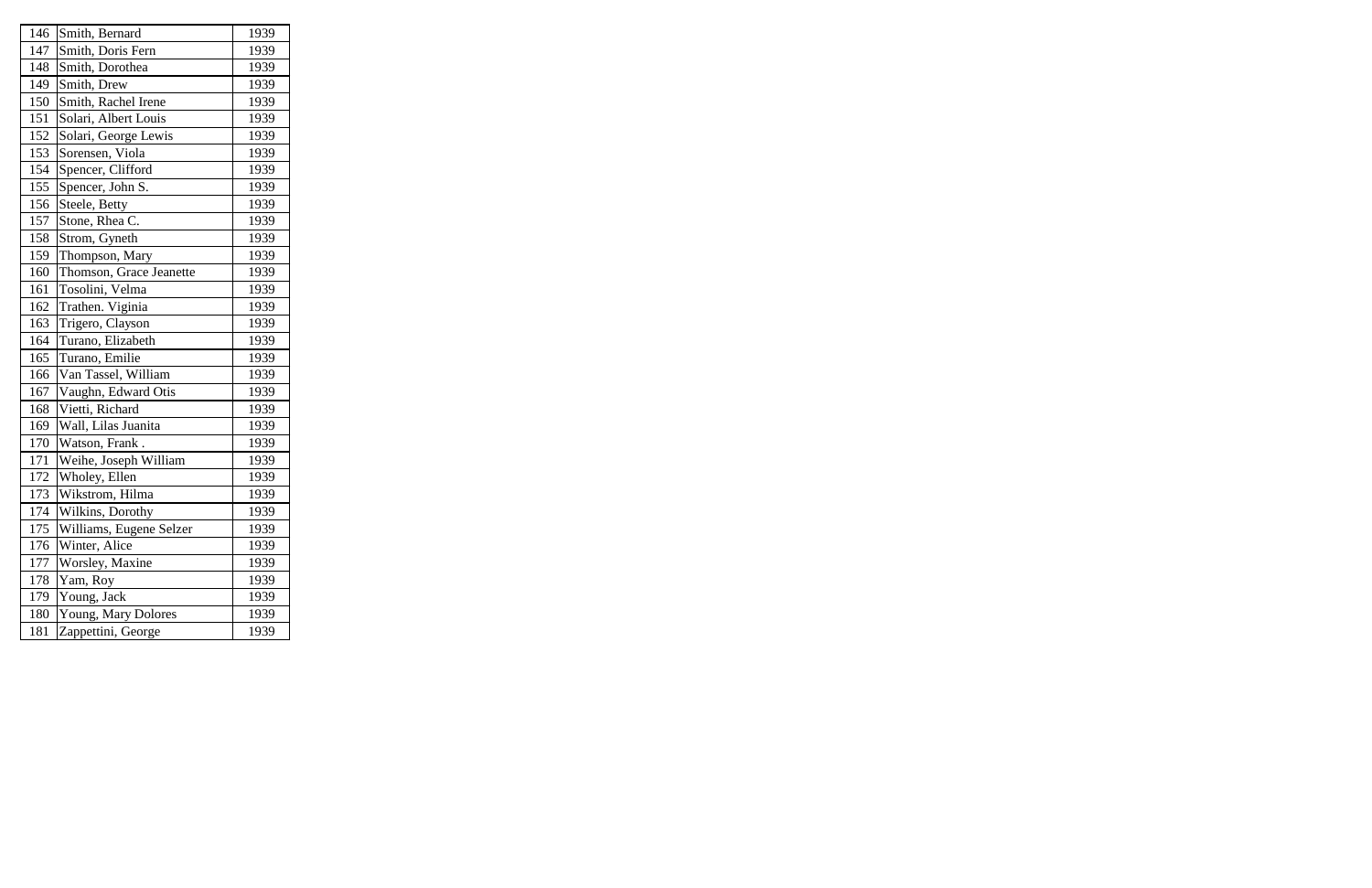| | | |
|---|---|---|
| 146 | Smith, Bernard | 1939 |
| 147 | Smith, Doris Fern | 1939 |
| 148 | Smith, Dorothea | 1939 |
| 149 | Smith, Drew | 1939 |
| 150 | Smith, Rachel Irene | 1939 |
| 151 | Solari, Albert Louis | 1939 |
| 152 | Solari, George Lewis | 1939 |
| 153 | Sorensen, Viola | 1939 |
| 154 | Spencer, Clifford | 1939 |
| 155 | Spencer, John S. | 1939 |
| 156 | Steele, Betty | 1939 |
| 157 | Stone, Rhea C. | 1939 |
| 158 | Strom, Gyneth | 1939 |
| 159 | Thompson, Mary | 1939 |
| 160 | Thomson, Grace Jeanette | 1939 |
| 161 | Tosolini, Velma | 1939 |
| 162 | Trathen. Viginia | 1939 |
| 163 | Trigero, Clayson | 1939 |
| 164 | Turano, Elizabeth | 1939 |
| 165 | Turano, Emilie | 1939 |
| 166 | Van Tassel, William | 1939 |
| 167 | Vaughn, Edward Otis | 1939 |
| 168 | Vietti, Richard | 1939 |
| 169 | Wall, Lilas Juanita | 1939 |
| 170 | Watson, Frank . | 1939 |
| 171 | Weihe, Joseph William | 1939 |
| 172 | Wholey, Ellen | 1939 |
| 173 | Wikstrom, Hilma | 1939 |
| 174 | Wilkins, Dorothy | 1939 |
| 175 | Williams, Eugene Selzer | 1939 |
| 176 | Winter, Alice | 1939 |
| 177 | Worsley, Maxine | 1939 |
| 178 | Yam, Roy | 1939 |
| 179 | Young, Jack | 1939 |
| 180 | Young, Mary Dolores | 1939 |
| 181 | Zappettini, George | 1939 |